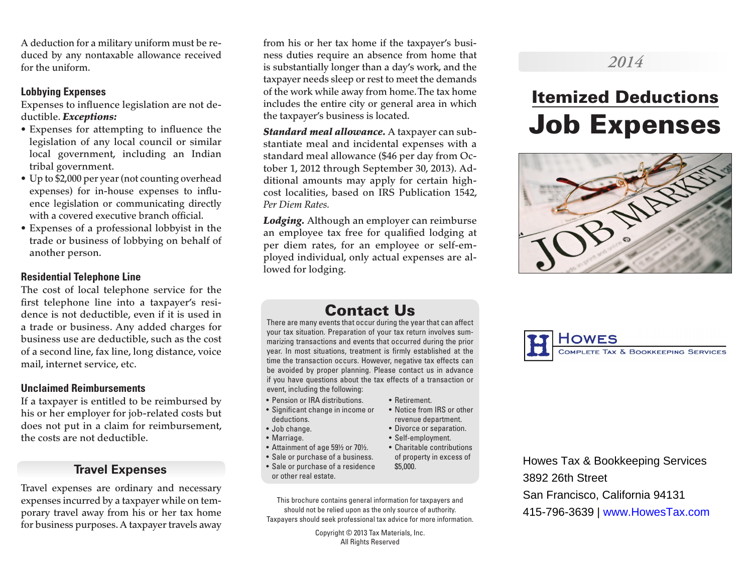A deduction for a military uniform must be reduced by any nontaxable allowance received for the uniform.

### Lobbying Expenses

Expenses to influence legislation are not deductible. ***Exceptions:***

- Expenses for attempting to influence the legislation of any local council or similar local government, including an Indian tribal government.
- Up to $2,000 per year (not counting overhead expenses) for in-house expenses to influence legislation or communicating directly with a covered executive branch official.
- Expenses of a professional lobbyist in the trade or business of lobbying on behalf of another person.

### Residential Telephone Line

The cost of local telephone service for the first telephone line into a taxpayer's residence is not deductible, even if it is used in a trade or business. Any added charges for business use are deductible, such as the cost of a second line, fax line, long distance, voice mail, internet service, etc.

### Unclaimed Reimbursements

If a taxpayer is entitled to be reimbursed by his or her employer for job-related costs but does not put in a claim for reimbursement, the costs are not deductible.

## Travel Expenses

Travel expenses are ordinary and necessary expenses incurred by a taxpayer while on temporary travel away from his or her tax home for business purposes. A taxpayer travels away from his or her tax home if the taxpayer's business duties require an absence from home that is substantially longer than a day's work, and the taxpayer needs sleep or rest to meet the demands of the work while away from home. The tax home includes the entire city or general area in which the taxpayer's business is located.

***Standard meal allowance.*** A taxpayer can substantiate meal and incidental expenses with a standard meal allowance ($46 per day from October 1, 2012 through September 30, 2013). Additional amounts may apply for certain high-cost localities, based on IRS Publication 1542, *Per Diem Rates.*

***Lodging.*** Although an employer can reimburse an employee tax free for qualified lodging at per diem rates, for an employee or self-employed individual, only actual expenses are allowed for lodging.

## Contact Us

There are many events that occur during the year that can affect your tax situation. Preparation of your tax return involves summarizing transactions and events that occurred during the prior year. In most situations, treatment is firmly established at the time the transaction occurs. However, negative tax effects can be avoided by proper planning. Please contact us in advance if you have questions about the tax effects of a transaction or event, including the following:

- Pension or IRA distributions.
- Significant change in income or deductions.
- Job change.
- Marriage.
- Attainment of age 59½ or 70½.
- Sale or purchase of a business.
- Sale or purchase of a residence or other real estate.
- Retirement.
- Notice from IRS or other revenue department.
- Divorce or separation.
- Self-employment.
- Charitable contributions of property in excess of $5,000.

This brochure contains general information for taxpayers and should not be relied upon as the only source of authority. Taxpayers should seek professional tax advice for more information.

Copyright © 2013 Tax Materials, Inc.
All Rights Reserved

*2014*

# Itemized Deductions
# Job Expenses

**Howes**
Complete Tax & Bookkeeping Services

Howes Tax & Bookkeeping Services
3892 26th Street
San Francisco, California 94131
415-796-3639 | www.HowesTax.com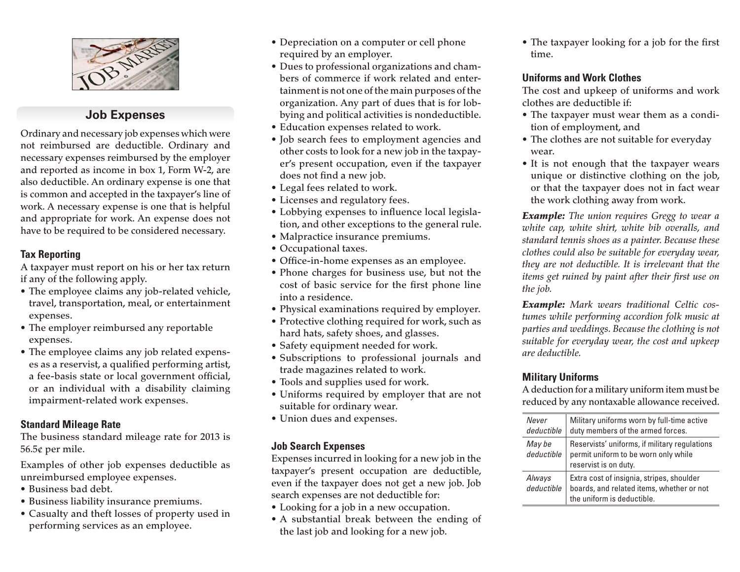## Job Expenses

Ordinary and necessary job expenses which were not reimbursed are deductible. Ordinary and necessary expenses reimbursed by the employer and reported as income in box 1, Form W-2, are also deductible. An ordinary expense is one that is common and accepted in the taxpayer's line of work. A necessary expense is one that is helpful and appropriate for work. An expense does not have to be required to be considered necessary.

### Tax Reporting

A taxpayer must report on his or her tax return if any of the following apply.

- The employee claims any job-related vehicle, travel, transportation, meal, or entertainment expenses.
- The employer reimbursed any reportable expenses.
- The employee claims any job related expenses as a reservist, a qualified performing artist, a fee-basis state or local government official, or an individual with a disability claiming impairment-related work expenses.

### Standard Mileage Rate

The business standard mileage rate for 2013 is 56.5¢ per mile.

Examples of other job expenses deductible as unreimbursed employee expenses.

- Business bad debt.
- Business liability insurance premiums.
- Casualty and theft losses of property used in performing services as an employee.
- Depreciation on a computer or cell phone required by an employer.
- Dues to professional organizations and chambers of commerce if work related and entertainment is not one of the main purposes of the organization. Any part of dues that is for lobbying and political activities is nondeductible.
- Education expenses related to work.
- Job search fees to employment agencies and other costs to look for a new job in the taxpayer's present occupation, even if the taxpayer does not find a new job.
- Legal fees related to work.
- Licenses and regulatory fees.
- Lobbying expenses to influence local legislation, and other exceptions to the general rule.
- Malpractice insurance premiums.
- Occupational taxes.
- Office-in-home expenses as an employee.
- Phone charges for business use, but not the cost of basic service for the first phone line into a residence.
- Physical examinations required by employer.
- Protective clothing required for work, such as hard hats, safety shoes, and glasses.
- Safety equipment needed for work.
- Subscriptions to professional journals and trade magazines related to work.
- Tools and supplies used for work.
- Uniforms required by employer that are not suitable for ordinary wear.
- Union dues and expenses.

### Job Search Expenses

Expenses incurred in looking for a new job in the taxpayer's present occupation are deductible, even if the taxpayer does not get a new job. Job search expenses are not deductible for:

- Looking for a job in a new occupation.
- A substantial break between the ending of the last job and looking for a new job.
- The taxpayer looking for a job for the first time.

### Uniforms and Work Clothes

The cost and upkeep of uniforms and work clothes are deductible if:

- The taxpayer must wear them as a condition of employment, and
- The clothes are not suitable for everyday wear.
- It is not enough that the taxpayer wears unique or distinctive clothing on the job, or that the taxpayer does not in fact wear the work clothing away from work.

***Example:*** *The union requires Gregg to wear a white cap, white shirt, white bib overalls, and standard tennis shoes as a painter. Because these clothes could also be suitable for everyday wear, they are not deductible. It is irrelevant that the items get ruined by paint after their first use on the job.*

***Example:*** *Mark wears traditional Celtic costumes while performing accordion folk music at parties and weddings. Because the clothing is not suitable for everyday wear, the cost and upkeep are deductible.*

### Military Uniforms

A deduction for a military uniform item must be reduced by any nontaxable allowance received.

| | |
|---|---|
| *Never deductible* | Military uniforms worn by full-time active duty members of the armed forces. |
| *May be deductible* | Reservists' uniforms, if military regulations permit uniform to be worn only while reservist is on duty. |
| *Always deductible* | Extra cost of insignia, stripes, shoulder boards, and related items, whether or not the uniform is deductible. |